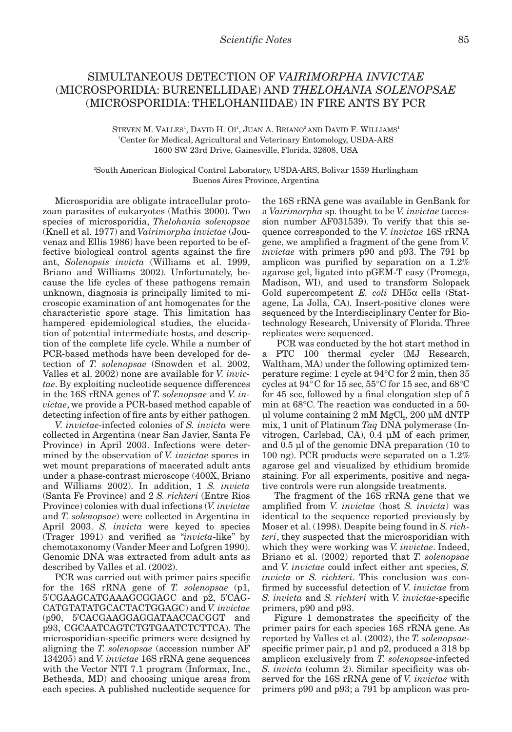# SIMULTANEOUS DETECTION OF *VAIRIMORPHA INVICTAE* (MICROSPORIDIA: BURENELLIDAE) AND *THELOHANIA SOLENOPSAE* (MICROSPORIDIA: THELOHANIIDAE) IN FIRE ANTS BY PCR

STEVEN M. VALLES[1], DAVID H. OI[1], JUAN A. BRIANO[2] AND DAVID F. WILLIAMS[1]

[1]Center for Medical, Agricultural and Veterinary Entomology, USDA-ARS
1600 SW 23rd Drive, Gainesville, Florida, 32608, USA

[2]South American Biological Control Laboratory, USDA-ARS, Bolivar 1559 Hurlingham
Buenos Aires Province, Argentina

Microsporidia are obligate intracellular protozoan parasites of eukaryotes (Mathis 2000). Two species of microsporidia, *Thelohania solenopsae* (Knell et al. 1977) and *Vairimorpha invictae* (Jouvenaz and Ellis 1986) have been reported to be effective biological control agents against the fire ant, *Solenopsis invicta* (Williams et al. 1999, Briano and Williams 2002). Unfortunately, because the life cycles of these pathogens remain unknown, diagnosis is principally limited to microscopic examination of ant homogenates for the characteristic spore stage. This limitation has hampered epidemiological studies, the elucidation of potential intermediate hosts, and description of the complete life cycle. While a number of PCR-based methods have been developed for detection of *T. solenopsae* (Snowden et al. 2002, Valles et al. 2002) none are available for *V. invictae*. By exploiting nucleotide sequence differences in the 16S rRNA genes of *T. solenopsae* and *V. invictae*, we provide a PCR-based method capable of detecting infection of fire ants by either pathogen.

*V. invictae*-infected colonies of *S. invicta* were collected in Argentina (near San Javier, Santa Fe Province) in April 2003. Infections were determined by the observation of *V. invictae* spores in wet mount preparations of macerated adult ants under a phase-contrast microscope (400X, Briano and Williams 2002). In addition, 1 *S. invicta* (Santa Fe Province) and 2 *S. richteri* (Entre Rios Province) colonies with dual infections (*V. invictae* and *T. solenopsae*) were collected in Argentina in April 2003. *S. invicta* were keyed to species (Trager 1991) and verified as "*invicta*-like" by chemotaxonomy (Vander Meer and Lofgren 1990). Genomic DNA was extracted from adult ants as described by Valles et al. (2002).

PCR was carried out with primer pairs specific for the 16S rRNA gene of *T. solenopsae* (p1, 5'CGAAGCATGAAAGCGGAGC and p2, 5'CAGCATGTATATGCACTACTGGAGC) and *V. invictae* (p90, 5'CACGAAGGAGGATAACCACGGT and p93, CGCAATCAGTCTGTGAATCTCTTCA). The microsporidian-specific primers were designed by aligning the *T. solenopsae* (accession number AF 134205) and *V. invictae* 16S rRNA gene sequences with the Vector NTI 7.1 program (Informax, Inc., Bethesda, MD) and choosing unique areas from each species. A published nucleotide sequence for the 16S rRNA gene was available in GenBank for a *Vairimorpha* sp. thought to be *V. invictae* (accession number AF031539). To verify that this sequence corresponded to the *V. invictae* 16S rRNA gene, we amplified a fragment of the gene from *V. invictae* with primers p90 and p93. The 791 bp amplicon was purified by separation on a 1.2% agarose gel, ligated into pGEM-T easy (Promega, Madison, WI), and used to transform Solopack Gold supercompetent *E. coli* DH5α cells (Statagene, La Jolla, CA). Insert-positive clones were sequenced by the Interdisciplinary Center for Biotechnology Research, University of Florida. Three replicates were sequenced.

PCR was conducted by the hot start method in a PTC 100 thermal cycler (MJ Research, Waltham, MA) under the following optimized temperature regime: 1 cycle at 94°C for 2 min, then 35 cycles at 94°C for 15 sec, 55°C for 15 sec, and 68°C for 45 sec, followed by a final elongation step of 5 min at 68°C. The reaction was conducted in a 50-µl volume containing 2 mM $MgCl_2$, 200 µM dNTP mix, 1 unit of Platinum *Taq* DNA polymerase (Invitrogen, Carlsbad, CA), 0.4 µM of each primer, and 0.5 µl of the genomic DNA preparation (10 to 100 ng). PCR products were separated on a 1.2% agarose gel and visualized by ethidium bromide staining. For all experiments, positive and negative controls were run alongside treatments.

The fragment of the 16S rRNA gene that we amplified from *V. invictae* (host *S. invicta*) was identical to the sequence reported previously by Moser et al. (1998). Despite being found in *S. richteri*, they suspected that the microsporidian with which they were working was *V. invictae*. Indeed, Briano et al. (2002) reported that *T. solenopsae* and *V. invictae* could infect either ant species, *S. invicta* or *S. richteri*. This conclusion was confirmed by successful detection of *V. invictae* from *S. invicta* and *S. richteri* with *V. invictae*-specific primers, p90 and p93.

Figure 1 demonstrates the specificity of the primer pairs for each species 16S rRNA gene. As reported by Valles et al. (2002), the *T. solenopsae*-specific primer pair, p1 and p2, produced a 318 bp amplicon exclusively from *T. solenopsae*-infected *S. invicta* (column 2). Similar specificity was observed for the 16S rRNA gene of *V. invictae* with primers p90 and p93; a 791 bp amplicon was pro-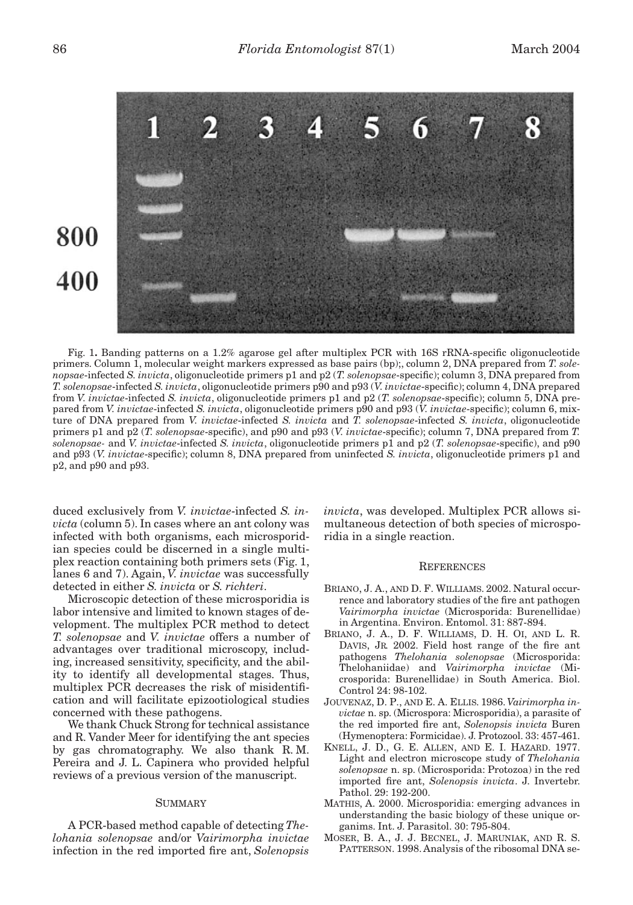Fig. 1. Banding patterns on a 1.2% agarose gel after multiplex PCR with 16S rRNA-specific oligonucleotide primers. Column 1, molecular weight markers expressed as base pairs (bp);, column 2, DNA prepared from *T. solenopsae*-infected *S. invicta*, oligonucleotide primers p1 and p2 (*T. solenopsae*-specific); column 3, DNA prepared from *T. solenopsae*-infected *S. invicta*, oligonucleotide primers p90 and p93 (*V. invictae*-specific); column 4, DNA prepared from *V. invictae*-infected *S. invicta*, oligonucleotide primers p1 and p2 (*T. solenopsae*-specific); column 5, DNA prepared from *V. invictae*-infected *S. invicta*, oligonucleotide primers p90 and p93 (*V. invictae*-specific); column 6, mixture of DNA prepared from *V. invictae*-infected *S. invicta* and *T. solenopsae*-infected *S. invicta*, oligonucleotide primers p1 and p2 (*T. solenopsae*-specific), and p90 and p93 (*V. invictae*-specific); column 7, DNA prepared from *T. solenopsae*- and *V. invictae*-infected *S. invicta*, oligonucleotide primers p1 and p2 (*T. solenopsae*-specific), and p90 and p93 (*V. invictae*-specific); column 8, DNA prepared from uninfected *S. invicta*, oligonucleotide primers p1 and p2, and p90 and p93.

duced exclusively from *V. invictae*-infected *S. invicta* (column 5). In cases where an ant colony was infected with both organisms, each microsporidian species could be discerned in a single multiplex reaction containing both primers sets (Fig. 1, lanes 6 and 7). Again, *V. invictae* was successfully detected in either *S. invicta* or *S. richteri*.

Microscopic detection of these microsporidia is labor intensive and limited to known stages of development. The multiplex PCR method to detect *T. solenopsae* and *V. invictae* offers a number of advantages over traditional microscopy, including, increased sensitivity, specificity, and the ability to identify all developmental stages. Thus, multiplex PCR decreases the risk of misidentification and will facilitate epizootiological studies concerned with these pathogens.

We thank Chuck Strong for technical assistance and R. Vander Meer for identifying the ant species by gas chromatography. We also thank R. M. Pereira and J. L. Capinera who provided helpful reviews of a previous version of the manuscript.

## Summary

A PCR-based method capable of detecting *Thelohania solenopsae* and/or *Vairimorpha invictae* infection in the red imported fire ant, *Solenopsis invicta*, was developed. Multiplex PCR allows simultaneous detection of both species of microsporidia in a single reaction.

## References

Briano, J. A., and D. F. Williams. 2002. Natural occurrence and laboratory studies of the fire ant pathogen *Vairimorpha invictae* (Microsporida: Burenellidae) in Argentina. Environ. Entomol. 31: 887-894.

Briano, J. A., D. F. Williams, D. H. Oi, and L. R. Davis, Jr. 2002. Field host range of the fire ant pathogens *Thelohania solenopsae* (Microsporida: Thelohaniidae) and *Vairimorpha invictae* (Microsporida: Burenellidae) in South America. Biol. Control 24: 98-102.

Jouvenaz, D. P., and E. A. Ellis. 1986. *Vairimorpha invictae* n. sp. (Microspora: Microsporidia), a parasite of the red imported fire ant, *Solenopsis invicta* Buren (Hymenoptera: Formicidae). J. Protozool. 33: 457-461.

Knell, J. D., G. E. Allen, and E. I. Hazard. 1977. Light and electron microscope study of *Thelohania solenopsae* n. sp. (Microsporida: Protozoa) in the red imported fire ant, *Solenopsis invicta*. J. Invertebr. Pathol. 29: 192-200.

Mathis, A. 2000. Microsporidia: emerging advances in understanding the basic biology of these unique organims. Int. J. Parasitol. 30: 795-804.

Moser, B. A., J. J. Becnel, J. Maruniak, and R. S. Patterson. 1998. Analysis of the ribosomal DNA se-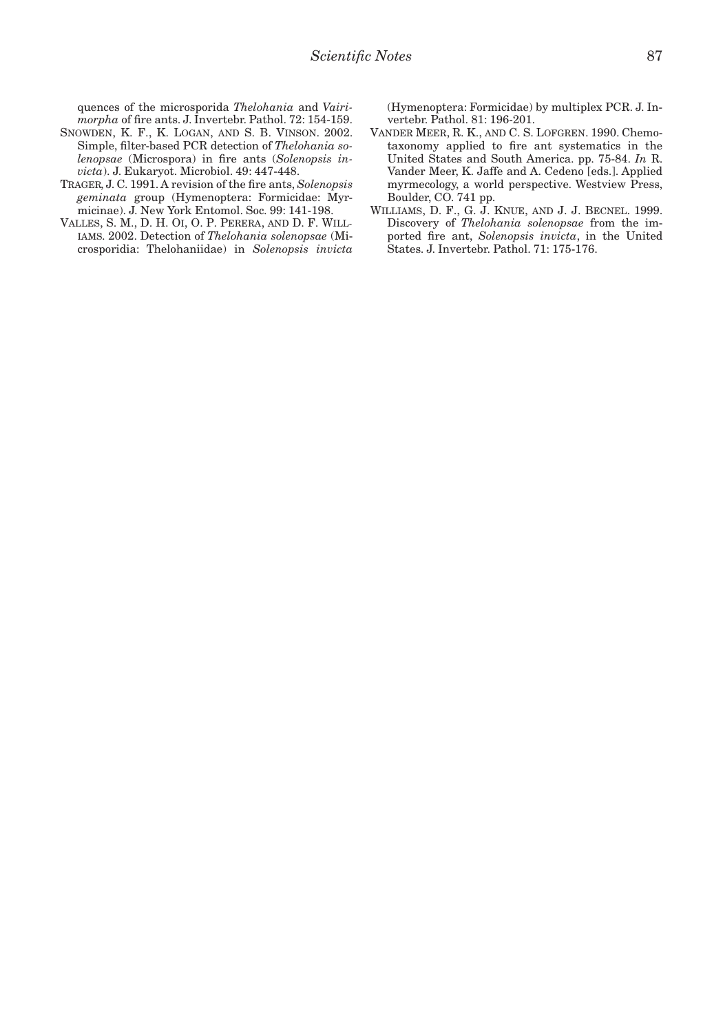quences of the microsporida *Thelohania* and *Vairimorpha* of fire ants. J. Invertebr. Pathol. 72: 154-159.

SNOWDEN, K. F., K. LOGAN, AND S. B. VINSON. 2002. Simple, filter-based PCR detection of *Thelohania solenopsae* (Microspora) in fire ants (*Solenopsis invicta*). J. Eukaryot. Microbiol. 49: 447-448.

TRAGER, J. C. 1991. A revision of the fire ants, *Solenopsis geminata* group (Hymenoptera: Formicidae: Myrmicinae). J. New York Entomol. Soc. 99: 141-198.

VALLES, S. M., D. H. OI, O. P. PERERA, AND D. F. WILLIAMS. 2002. Detection of *Thelohania solenopsae* (Microsporidia: Thelohaniidae) in *Solenopsis invicta* (Hymenoptera: Formicidae) by multiplex PCR. J. Invertebr. Pathol. 81: 196-201.

VANDER MEER, R. K., AND C. S. LOFGREN. 1990. Chemotaxonomy applied to fire ant systematics in the United States and South America. pp. 75-84. *In* R. Vander Meer, K. Jaffe and A. Cedeno [eds.]. Applied myrmecology, a world perspective. Westview Press, Boulder, CO. 741 pp.

WILLIAMS, D. F., G. J. KNUE, AND J. J. BECNEL. 1999. Discovery of *Thelohania solenopsae* from the imported fire ant, *Solenopsis invicta*, in the United States. J. Invertebr. Pathol. 71: 175-176.